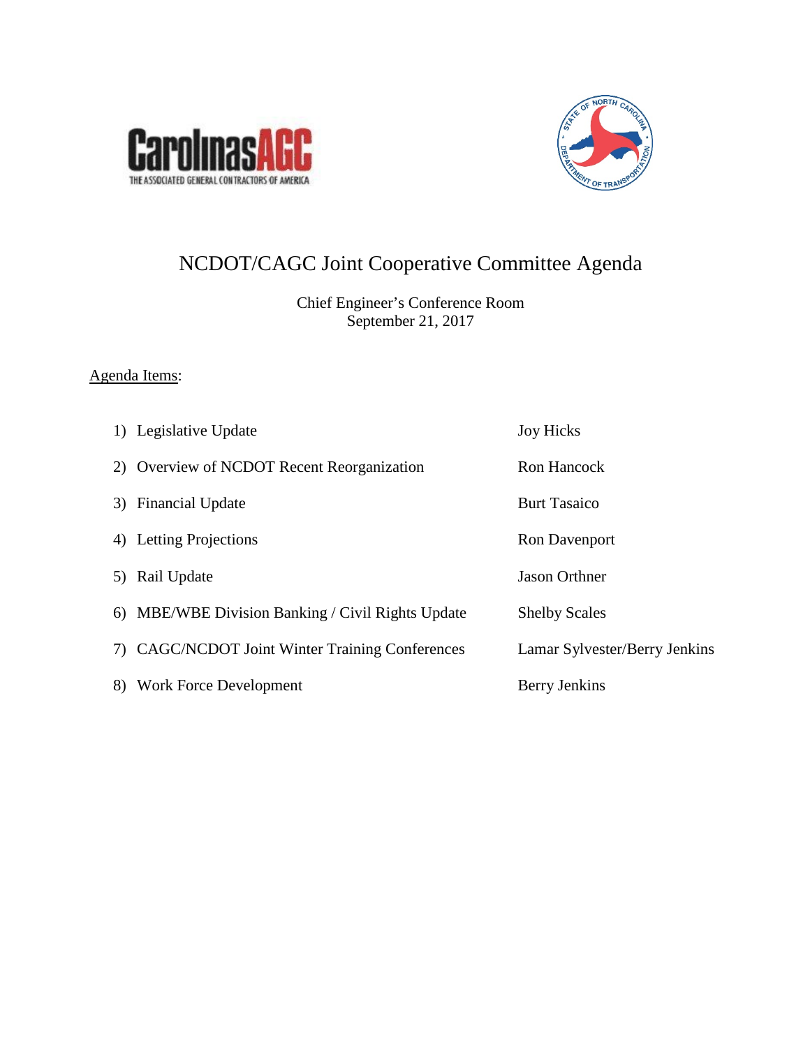# NCDOT/CAGC Joint Cooperative Committee Agenda

Chief Engineer's Conference Room
September 21, 2017

Agenda Items:

| | |
|---|---|
| 1) Legislative Update | Joy Hicks |
| 2) Overview of NCDOT Recent Reorganization | Ron Hancock |
| 3) Financial Update | Burt Tasaico |
| 4) Letting Projections | Ron Davenport |
| 5) Rail Update | Jason Orthner |
| 6) MBE/WBE Division Banking / Civil Rights Update | Shelby Scales |
| 7) CAGC/NCDOT Joint Winter Training Conferences | Lamar Sylvester/Berry Jenkins |
| 8) Work Force Development | Berry Jenkins |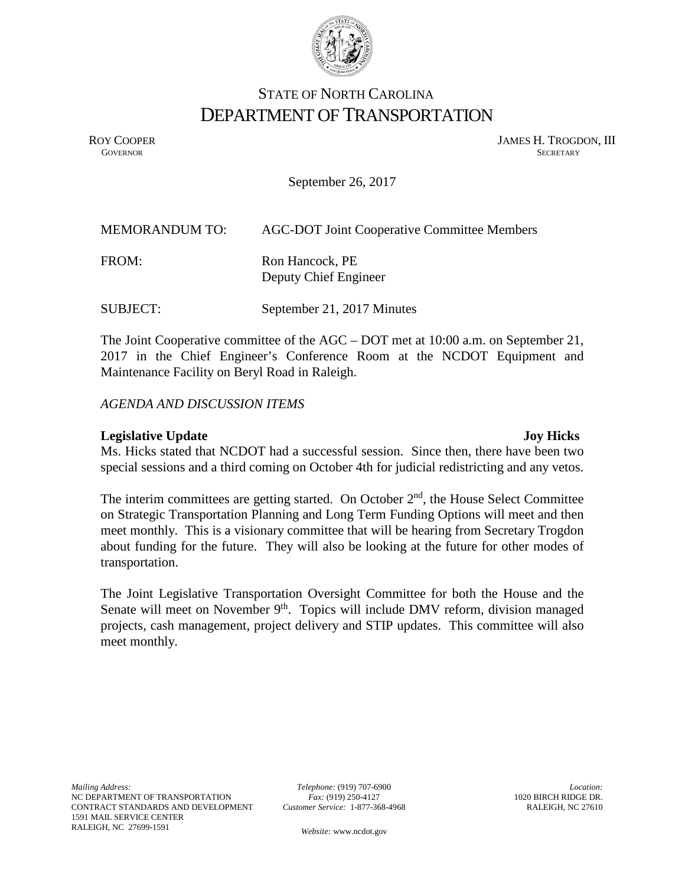STATE OF NORTH CAROLINA
# DEPARTMENT OF TRANSPORTATION

ROY COOPER
GOVERNOR

JAMES H. TROGDON, III
SECRETARY

September 26, 2017

MEMORANDUM TO: AGC-DOT Joint Cooperative Committee Members

FROM: Ron Hancock, PE
Deputy Chief Engineer

SUBJECT: September 21, 2017 Minutes

The Joint Cooperative committee of the AGC – DOT met at 10:00 a.m. on September 21, 2017 in the Chief Engineer's Conference Room at the NCDOT Equipment and Maintenance Facility on Beryl Road in Raleigh.

*AGENDA AND DISCUSSION ITEMS*

**Legislative Update** **Joy Hicks**

Ms. Hicks stated that NCDOT had a successful session. Since then, there have been two special sessions and a third coming on October 4th for judicial redistricting and any vetos.

The interim committees are getting started. On October 2nd, the House Select Committee on Strategic Transportation Planning and Long Term Funding Options will meet and then meet monthly. This is a visionary committee that will be hearing from Secretary Trogdon about funding for the future. They will also be looking at the future for other modes of transportation.

The Joint Legislative Transportation Oversight Committee for both the House and the Senate will meet on November 9th. Topics will include DMV reform, division managed projects, cash management, project delivery and STIP updates. This committee will also meet monthly.

*Mailing Address:*
NC DEPARTMENT OF TRANSPORTATION
CONTRACT STANDARDS AND DEVELOPMENT
1591 MAIL SERVICE CENTER
RALEIGH, NC 27699-1591

*Telephone:* (919) 707-6900
*Fax:* (919) 250-4127
*Customer Service:* 1-877-368-4968

*Website:* www.ncdot.gov

*Location:*
1020 BIRCH RIDGE DR.
RALEIGH, NC 27610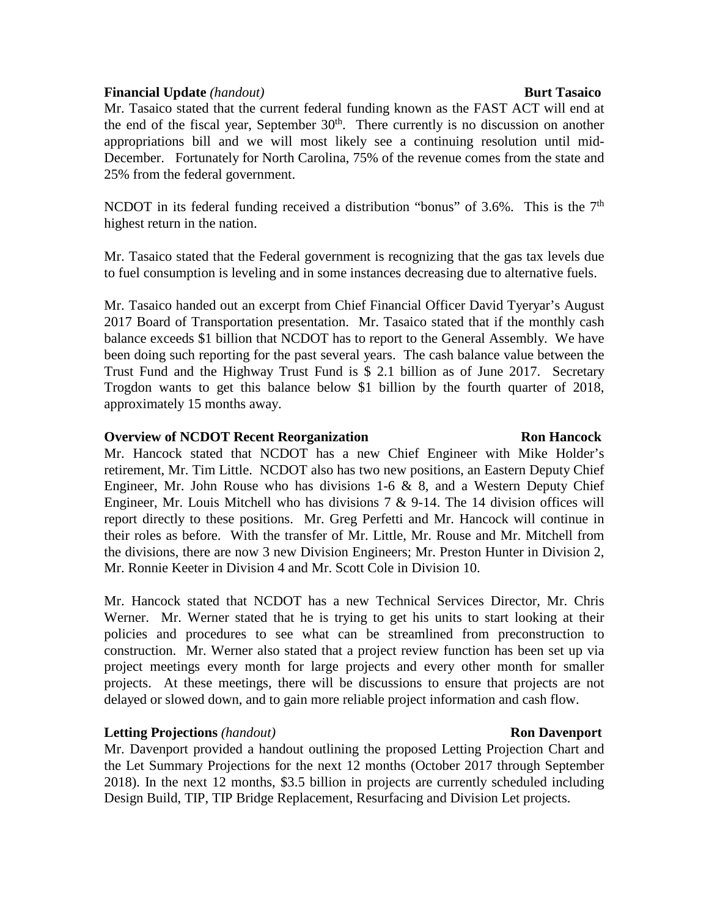**Financial Update** *(handout)* **Burt Tasaico**

Mr. Tasaico stated that the current federal funding known as the FAST ACT will end at the end of the fiscal year, September 30th. There currently is no discussion on another appropriations bill and we will most likely see a continuing resolution until mid-December. Fortunately for North Carolina, 75% of the revenue comes from the state and 25% from the federal government.

NCDOT in its federal funding received a distribution "bonus" of 3.6%. This is the 7th highest return in the nation.

Mr. Tasaico stated that the Federal government is recognizing that the gas tax levels due to fuel consumption is leveling and in some instances decreasing due to alternative fuels.

Mr. Tasaico handed out an excerpt from Chief Financial Officer David Tyeryar's August 2017 Board of Transportation presentation. Mr. Tasaico stated that if the monthly cash balance exceeds $1 billion that NCDOT has to report to the General Assembly. We have been doing such reporting for the past several years. The cash balance value between the Trust Fund and the Highway Trust Fund is $ 2.1 billion as of June 2017. Secretary Trogdon wants to get this balance below $1 billion by the fourth quarter of 2018, approximately 15 months away.

**Overview of NCDOT Recent Reorganization** **Ron Hancock**

Mr. Hancock stated that NCDOT has a new Chief Engineer with Mike Holder's retirement, Mr. Tim Little. NCDOT also has two new positions, an Eastern Deputy Chief Engineer, Mr. John Rouse who has divisions 1-6 & 8, and a Western Deputy Chief Engineer, Mr. Louis Mitchell who has divisions 7 & 9-14. The 14 division offices will report directly to these positions. Mr. Greg Perfetti and Mr. Hancock will continue in their roles as before. With the transfer of Mr. Little, Mr. Rouse and Mr. Mitchell from the divisions, there are now 3 new Division Engineers; Mr. Preston Hunter in Division 2, Mr. Ronnie Keeter in Division 4 and Mr. Scott Cole in Division 10.

Mr. Hancock stated that NCDOT has a new Technical Services Director, Mr. Chris Werner. Mr. Werner stated that he is trying to get his units to start looking at their policies and procedures to see what can be streamlined from preconstruction to construction. Mr. Werner also stated that a project review function has been set up via project meetings every month for large projects and every other month for smaller projects. At these meetings, there will be discussions to ensure that projects are not delayed or slowed down, and to gain more reliable project information and cash flow.

**Letting Projections** *(handout)* **Ron Davenport**

Mr. Davenport provided a handout outlining the proposed Letting Projection Chart and the Let Summary Projections for the next 12 months (October 2017 through September 2018). In the next 12 months, $3.5 billion in projects are currently scheduled including Design Build, TIP, TIP Bridge Replacement, Resurfacing and Division Let projects.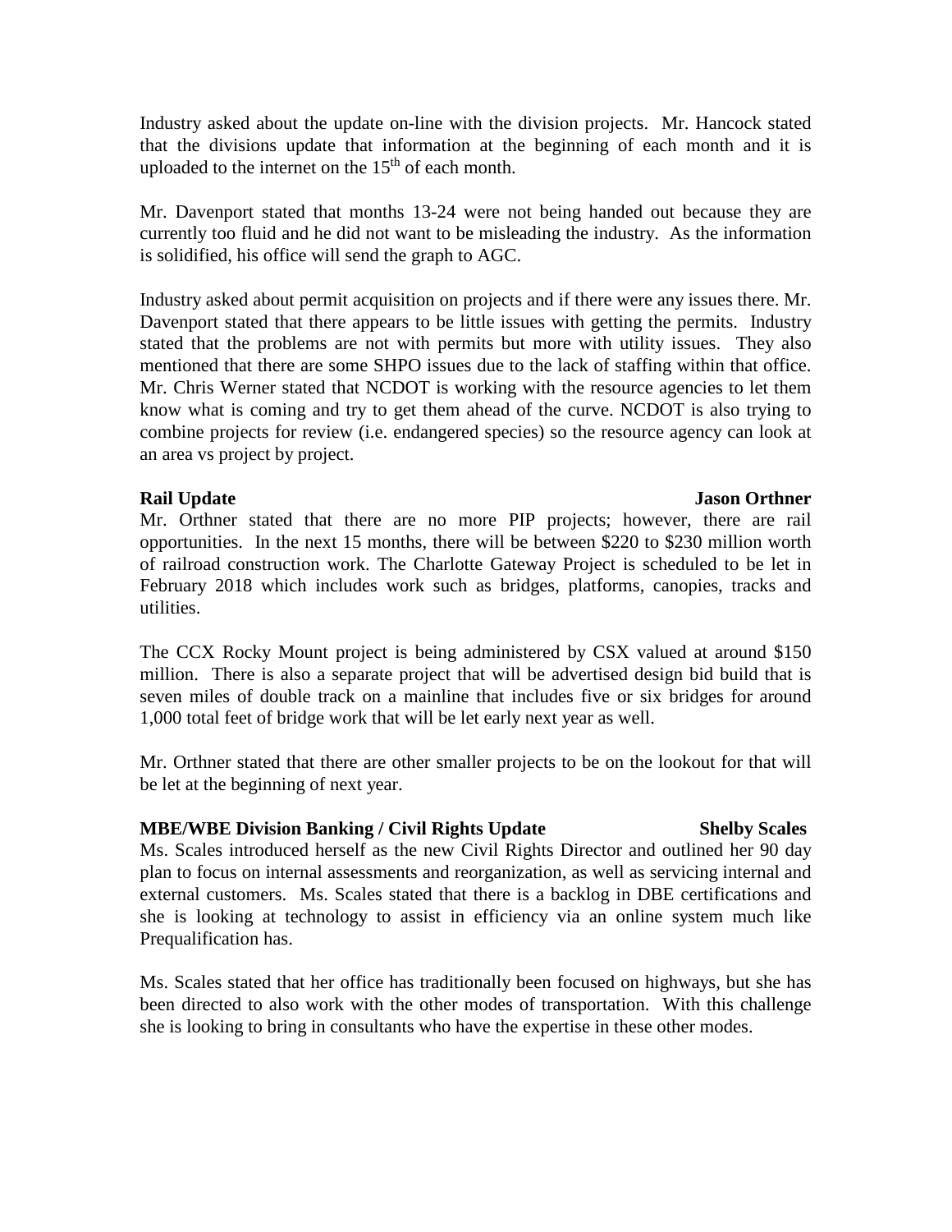Industry asked about the update on-line with the division projects. Mr. Hancock stated that the divisions update that information at the beginning of each month and it is uploaded to the internet on the 15th of each month.

Mr. Davenport stated that months 13-24 were not being handed out because they are currently too fluid and he did not want to be misleading the industry. As the information is solidified, his office will send the graph to AGC.

Industry asked about permit acquisition on projects and if there were any issues there. Mr. Davenport stated that there appears to be little issues with getting the permits. Industry stated that the problems are not with permits but more with utility issues. They also mentioned that there are some SHPO issues due to the lack of staffing within that office. Mr. Chris Werner stated that NCDOT is working with the resource agencies to let them know what is coming and try to get them ahead of the curve. NCDOT is also trying to combine projects for review (i.e. endangered species) so the resource agency can look at an area vs project by project.

**Rail Update** **Jason Orthner**

Mr. Orthner stated that there are no more PIP projects; however, there are rail opportunities. In the next 15 months, there will be between $220 to $230 million worth of railroad construction work. The Charlotte Gateway Project is scheduled to be let in February 2018 which includes work such as bridges, platforms, canopies, tracks and utilities.

The CCX Rocky Mount project is being administered by CSX valued at around $150 million. There is also a separate project that will be advertised design bid build that is seven miles of double track on a mainline that includes five or six bridges for around 1,000 total feet of bridge work that will be let early next year as well.

Mr. Orthner stated that there are other smaller projects to be on the lookout for that will be let at the beginning of next year.

**MBE/WBE Division Banking / Civil Rights Update** **Shelby Scales**

Ms. Scales introduced herself as the new Civil Rights Director and outlined her 90 day plan to focus on internal assessments and reorganization, as well as servicing internal and external customers. Ms. Scales stated that there is a backlog in DBE certifications and she is looking at technology to assist in efficiency via an online system much like Prequalification has.

Ms. Scales stated that her office has traditionally been focused on highways, but she has been directed to also work with the other modes of transportation. With this challenge she is looking to bring in consultants who have the expertise in these other modes.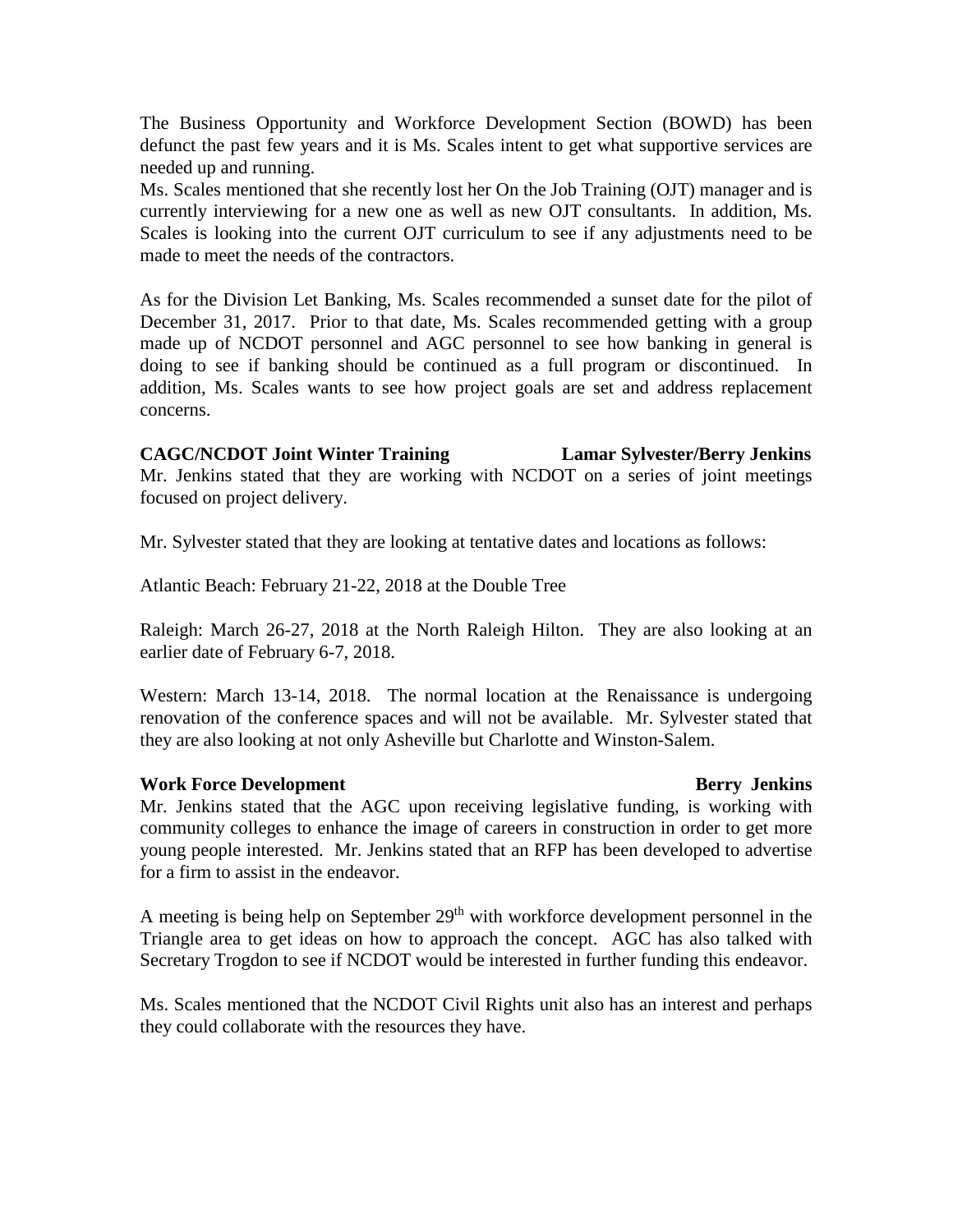The Business Opportunity and Workforce Development Section (BOWD) has been defunct the past few years and it is Ms. Scales intent to get what supportive services are needed up and running.

Ms. Scales mentioned that she recently lost her On the Job Training (OJT) manager and is currently interviewing for a new one as well as new OJT consultants. In addition, Ms. Scales is looking into the current OJT curriculum to see if any adjustments need to be made to meet the needs of the contractors.

As for the Division Let Banking, Ms. Scales recommended a sunset date for the pilot of December 31, 2017. Prior to that date, Ms. Scales recommended getting with a group made up of NCDOT personnel and AGC personnel to see how banking in general is doing to see if banking should be continued as a full program or discontinued. In addition, Ms. Scales wants to see how project goals are set and address replacement concerns.

**CAGC/NCDOT Joint Winter Training — Lamar Sylvester/Berry Jenkins**

Mr. Jenkins stated that they are working with NCDOT on a series of joint meetings focused on project delivery.

Mr. Sylvester stated that they are looking at tentative dates and locations as follows:

Atlantic Beach: February 21-22, 2018 at the Double Tree

Raleigh: March 26-27, 2018 at the North Raleigh Hilton. They are also looking at an earlier date of February 6-7, 2018.

Western: March 13-14, 2018. The normal location at the Renaissance is undergoing renovation of the conference spaces and will not be available. Mr. Sylvester stated that they are also looking at not only Asheville but Charlotte and Winston-Salem.

**Work Force Development — Berry Jenkins**

Mr. Jenkins stated that the AGC upon receiving legislative funding, is working with community colleges to enhance the image of careers in construction in order to get more young people interested. Mr. Jenkins stated that an RFP has been developed to advertise for a firm to assist in the endeavor.

A meeting is being help on September 29th with workforce development personnel in the Triangle area to get ideas on how to approach the concept. AGC has also talked with Secretary Trogdon to see if NCDOT would be interested in further funding this endeavor.

Ms. Scales mentioned that the NCDOT Civil Rights unit also has an interest and perhaps they could collaborate with the resources they have.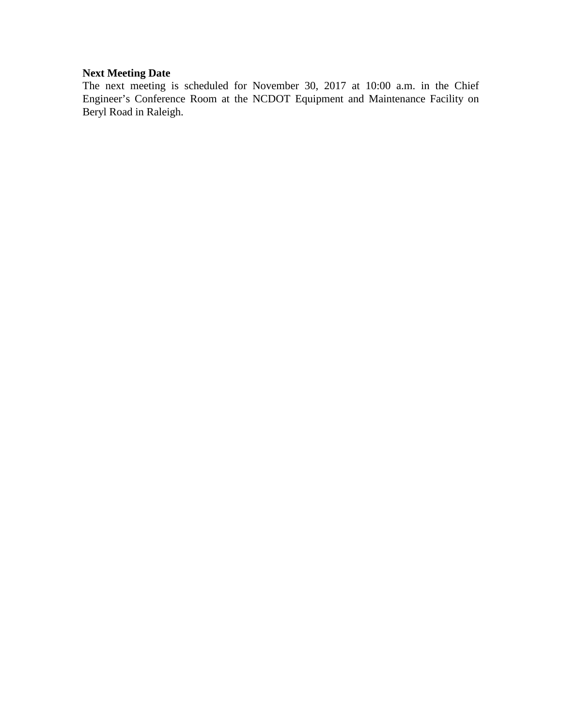**Next Meeting Date**

The next meeting is scheduled for November 30, 2017 at 10:00 a.m. in the Chief Engineer's Conference Room at the NCDOT Equipment and Maintenance Facility on Beryl Road in Raleigh.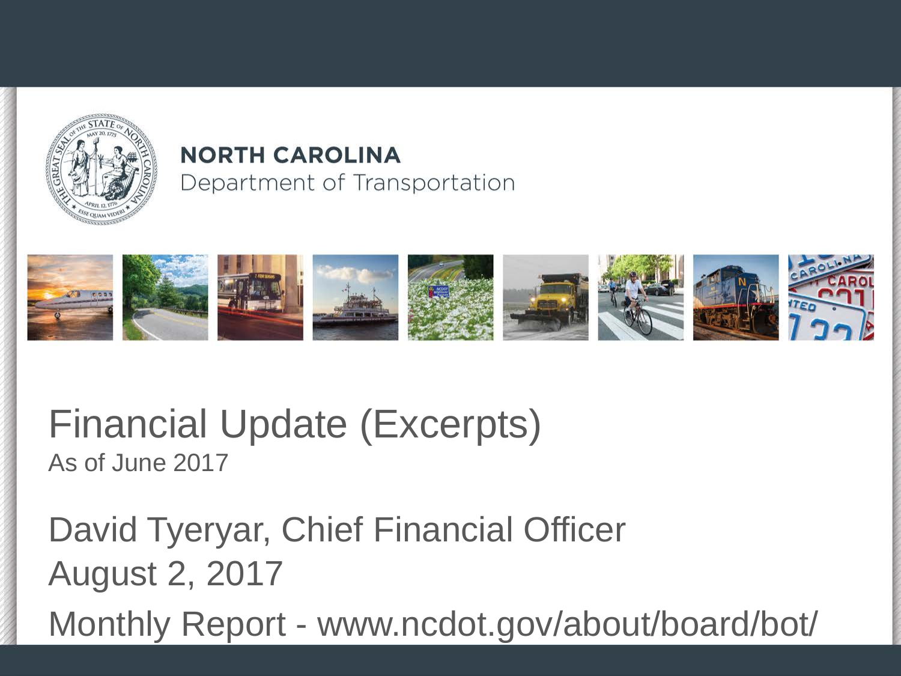**NORTH CAROLINA**
Department of Transportation

# Financial Update (Excerpts)

As of June 2017

David Tyeryar, Chief Financial Officer

August 2, 2017

Monthly Report - www.ncdot.gov/about/board/bot/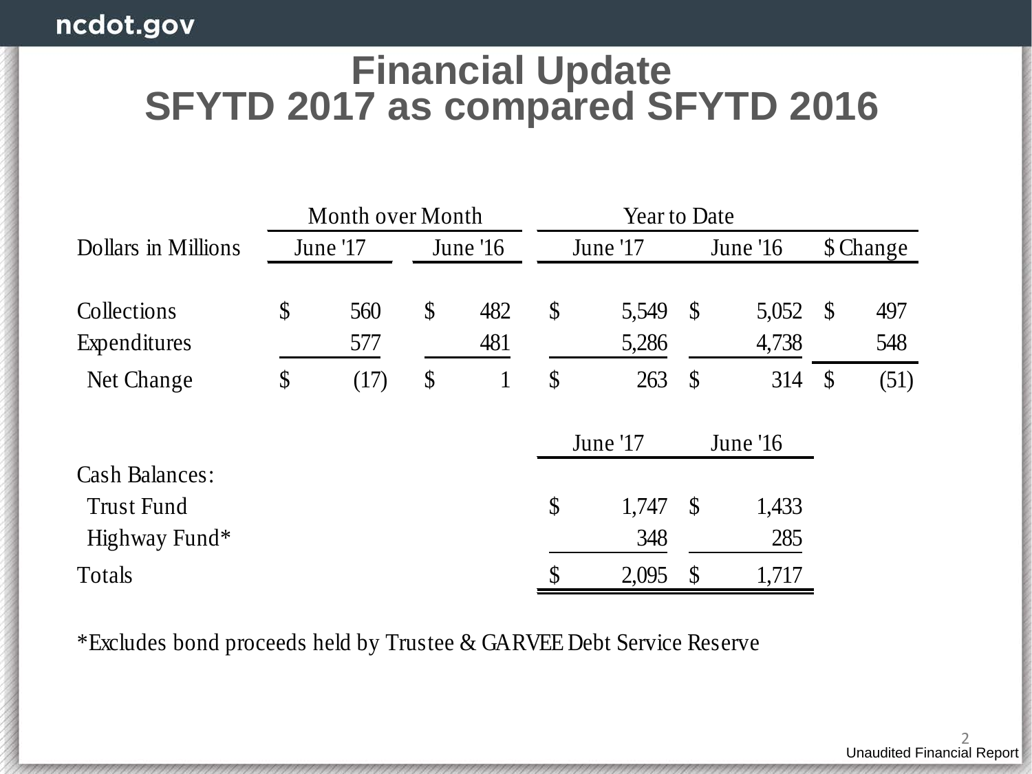# Financial Update
## SFYTD 2017 as compared SFYTD 2016

| | Month over Month | | Year to Date | | |
|---|---|---|---|---|---|
| Dollars in Millions | June '17 | June '16 | June '17 | June '16 | $ Change |
| Collections | $ 560 | $ 482 | $ 5,549 | $ 5,052 | $ 497 |
| Expenditures | 577 | 481 | 5,286 | 4,738 | 548 |
| Net Change | $ (17) | $ 1 | $ 263 | $ 314 | $ (51) |

| | June '17 | June '16 |
|---|---|---|
| Cash Balances: | | |
| Trust Fund | $ 1,747 | $ 1,433 |
| Highway Fund* | 348 | 285 |
| Totals | $ 2,095 | $ 1,717 |

*Excludes bond proceeds held by Trustee & GARVEE Debt Service Reserve

Unaudited Financial Report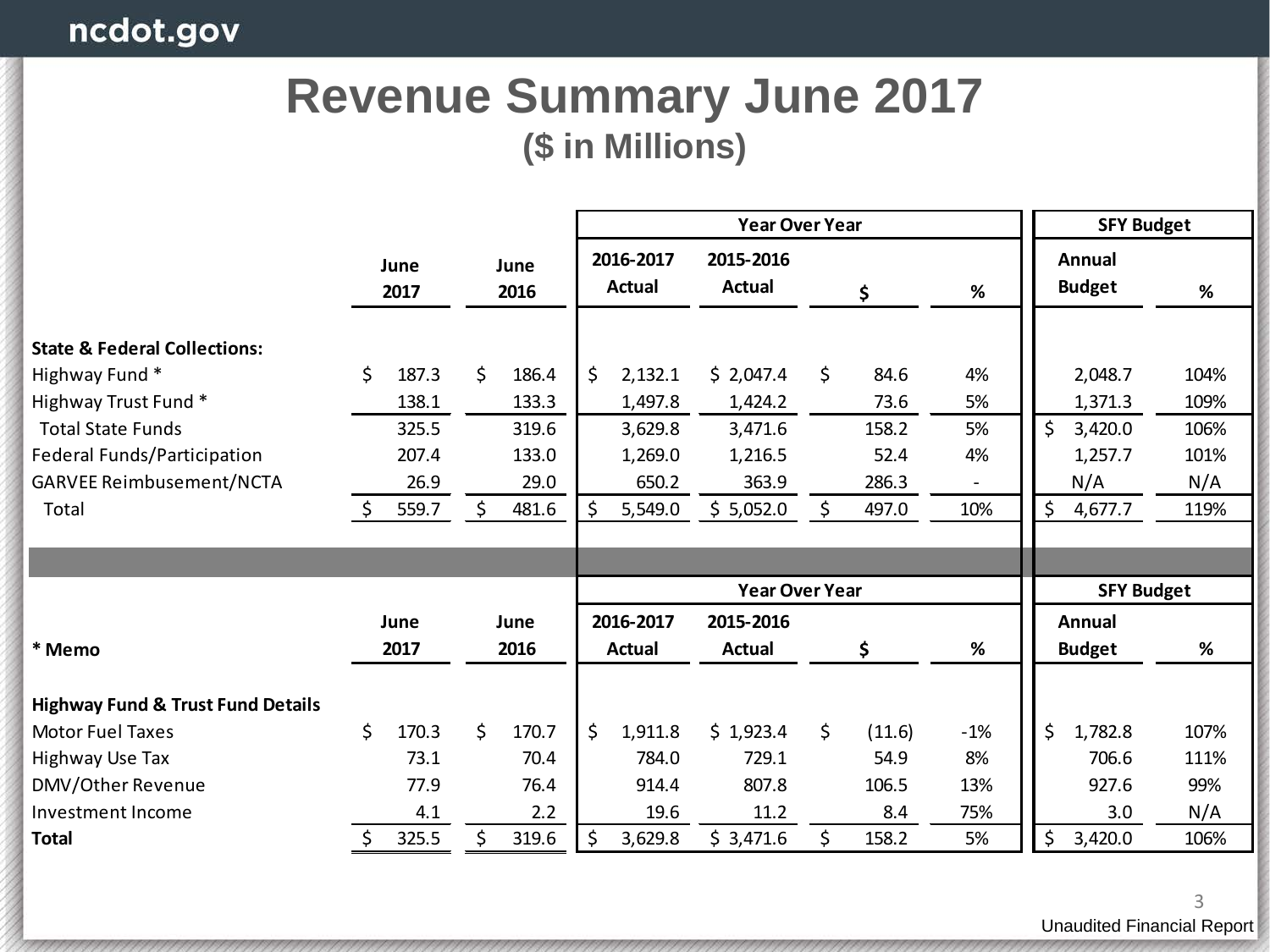# Revenue Summary June 2017

## ($ in Millions)

| | June 2017 | June 2016 | Year Over Year: 2016-2017 Actual | Year Over Year: 2015-2016 Actual | Year Over Year: $ | Year Over Year: % | SFY Budget: Annual Budget | SFY Budget: % |
|---|---|---|---|---|---|---|---|---|
| **State & Federal Collections:** | | | | | | | | |
| Highway Fund * | $ 187.3 | $ 186.4 | $ 2,132.1 | $ 2,047.4 | $ 84.6 | 4% | 2,048.7 | 104% |
| Highway Trust Fund * | 138.1 | 133.3 | 1,497.8 | 1,424.2 | 73.6 | 5% | 1,371.3 | 109% |
| Total State Funds | 325.5 | 319.6 | 3,629.8 | 3,471.6 | 158.2 | 5% | $ 3,420.0 | 106% |
| Federal Funds/Participation | 207.4 | 133.0 | 1,269.0 | 1,216.5 | 52.4 | 4% | 1,257.7 | 101% |
| GARVEE Reimbusement/NCTA | 26.9 | 29.0 | 650.2 | 363.9 | 286.3 | - | N/A | N/A |
| Total | $ 559.7 | $ 481.6 | $ 5,549.0 | $ 5,052.0 | $ 497.0 | 10% | $ 4,677.7 | 119% |

| * Memo | June 2017 | June 2016 | Year Over Year: 2016-2017 Actual | Year Over Year: 2015-2016 Actual | Year Over Year: $ | Year Over Year: % | SFY Budget: Annual Budget | SFY Budget: % |
|---|---|---|---|---|---|---|---|---|
| **Highway Fund & Trust Fund Details** | | | | | | | | |
| Motor Fuel Taxes | $ 170.3 | $ 170.7 | $ 1,911.8 | $ 1,923.4 | $ (11.6) | -1% | $ 1,782.8 | 107% |
| Highway Use Tax | 73.1 | 70.4 | 784.0 | 729.1 | 54.9 | 8% | 706.6 | 111% |
| DMV/Other Revenue | 77.9 | 76.4 | 914.4 | 807.8 | 106.5 | 13% | 927.6 | 99% |
| Investment Income | 4.1 | 2.2 | 19.6 | 11.2 | 8.4 | 75% | 3.0 | N/A |
| **Total** | $ 325.5 | $ 319.6 | $ 3,629.8 | $ 3,471.6 | $ 158.2 | 5% | $ 3,420.0 | 106% |

Unaudited Financial Report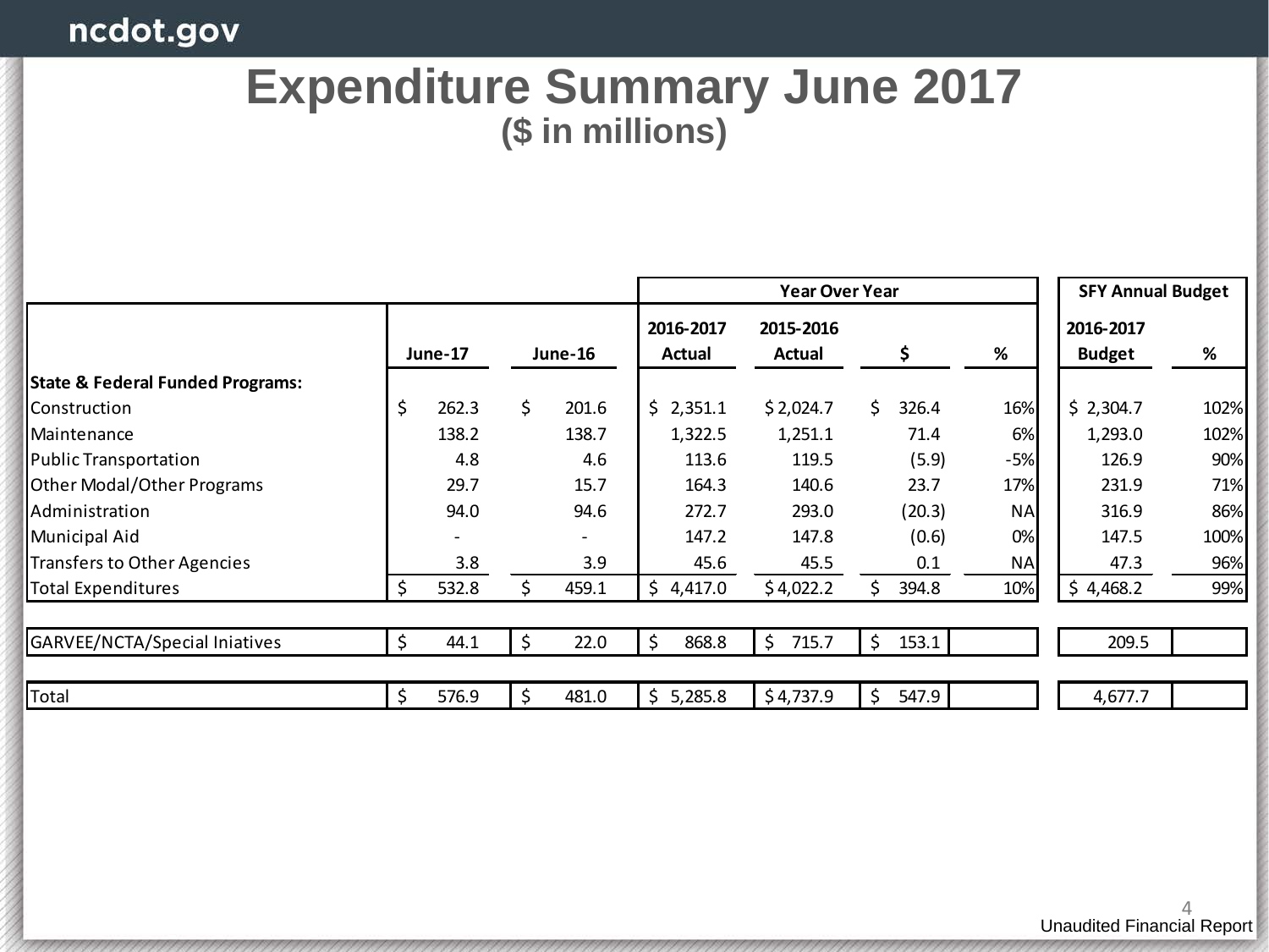# Expenditure Summary June 2017

## ($ in millions)

| | June-17 | June-16 | Year Over Year | | | | SFY Annual Budget | |
|---|---|---|---|---|---|---|---|---|
| | | | 2016-2017 Actual | 2015-2016 Actual | $ | % | 2016-2017 Budget | % |
| **State & Federal Funded Programs:** | | | | | | | | |
| Construction | $ 262.3 | $ 201.6 | $ 2,351.1 | $ 2,024.7 | $ 326.4 | 16% | $ 2,304.7 | 102% |
| Maintenance | 138.2 | 138.7 | 1,322.5 | 1,251.1 | 71.4 | 6% | 1,293.0 | 102% |
| Public Transportation | 4.8 | 4.6 | 113.6 | 119.5 | (5.9) | -5% | 126.9 | 90% |
| Other Modal/Other Programs | 29.7 | 15.7 | 164.3 | 140.6 | 23.7 | 17% | 231.9 | 71% |
| Administration | 94.0 | 94.6 | 272.7 | 293.0 | (20.3) | NA | 316.9 | 86% |
| Municipal Aid | - | - | 147.2 | 147.8 | (0.6) | 0% | 147.5 | 100% |
| Transfers to Other Agencies | 3.8 | 3.9 | 45.6 | 45.5 | 0.1 | NA | 47.3 | 96% |
| Total Expenditures | $ 532.8 | $ 459.1 | $ 4,417.0 | $ 4,022.2 | $ 394.8 | 10% | $ 4,468.2 | 99% |
| | | | | | | | | |
| GARVEE/NCTA/Special Iniatives | $ 44.1 | $ 22.0 | $ 868.8 | $ 715.7 | $ 153.1 | | 209.5 | |
| | | | | | | | | |
| Total | $ 576.9 | $ 481.0 | $ 5,285.8 | $ 4,737.9 | $ 547.9 | | 4,677.7 | |

Unaudited Financial Report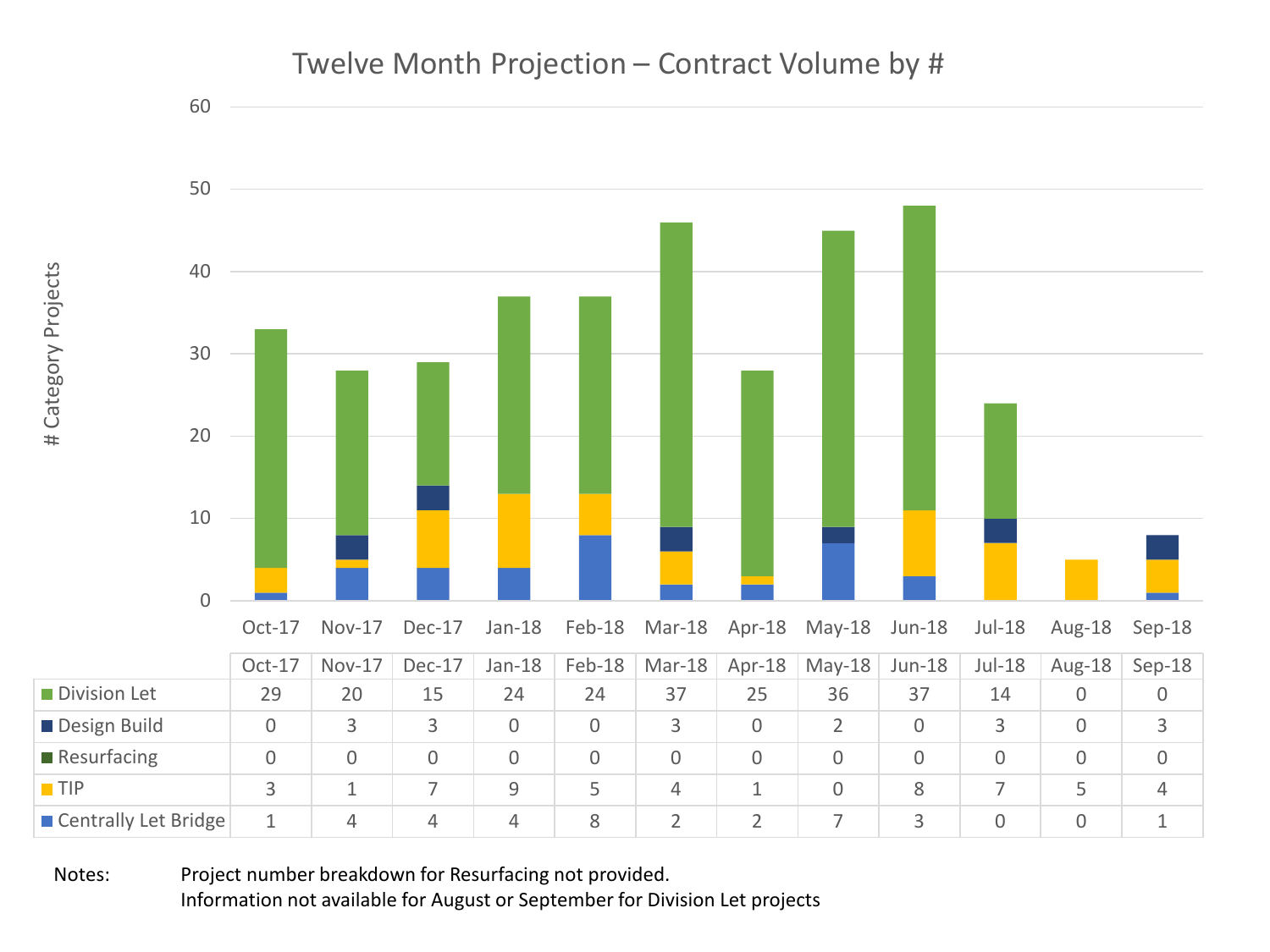# Twelve Month Projection – Contract Volume by #

| | Oct-17 | Nov-17 | Dec-17 | Jan-18 | Feb-18 | Mar-18 | Apr-18 | May-18 | Jun-18 | Jul-18 | Aug-18 | Sep-18 |
|---|---|---|---|---|---|---|---|---|---|---|---|---|
| Division Let | 29 | 20 | 15 | 24 | 24 | 37 | 25 | 36 | 37 | 14 | 0 | 0 |
| Design Build | 0 | 3 | 3 | 0 | 0 | 3 | 0 | 2 | 0 | 3 | 0 | 3 |
| Resurfacing | 0 | 0 | 0 | 0 | 0 | 0 | 0 | 0 | 0 | 0 | 0 | 0 |
| TIP | 3 | 1 | 7 | 9 | 5 | 4 | 1 | 0 | 8 | 7 | 5 | 4 |
| Centrally Let Bridge | 1 | 4 | 4 | 4 | 8 | 2 | 2 | 7 | 3 | 0 | 0 | 1 |

Notes: Project number breakdown for Resurfacing not provided.
Information not available for August or September for Division Let projects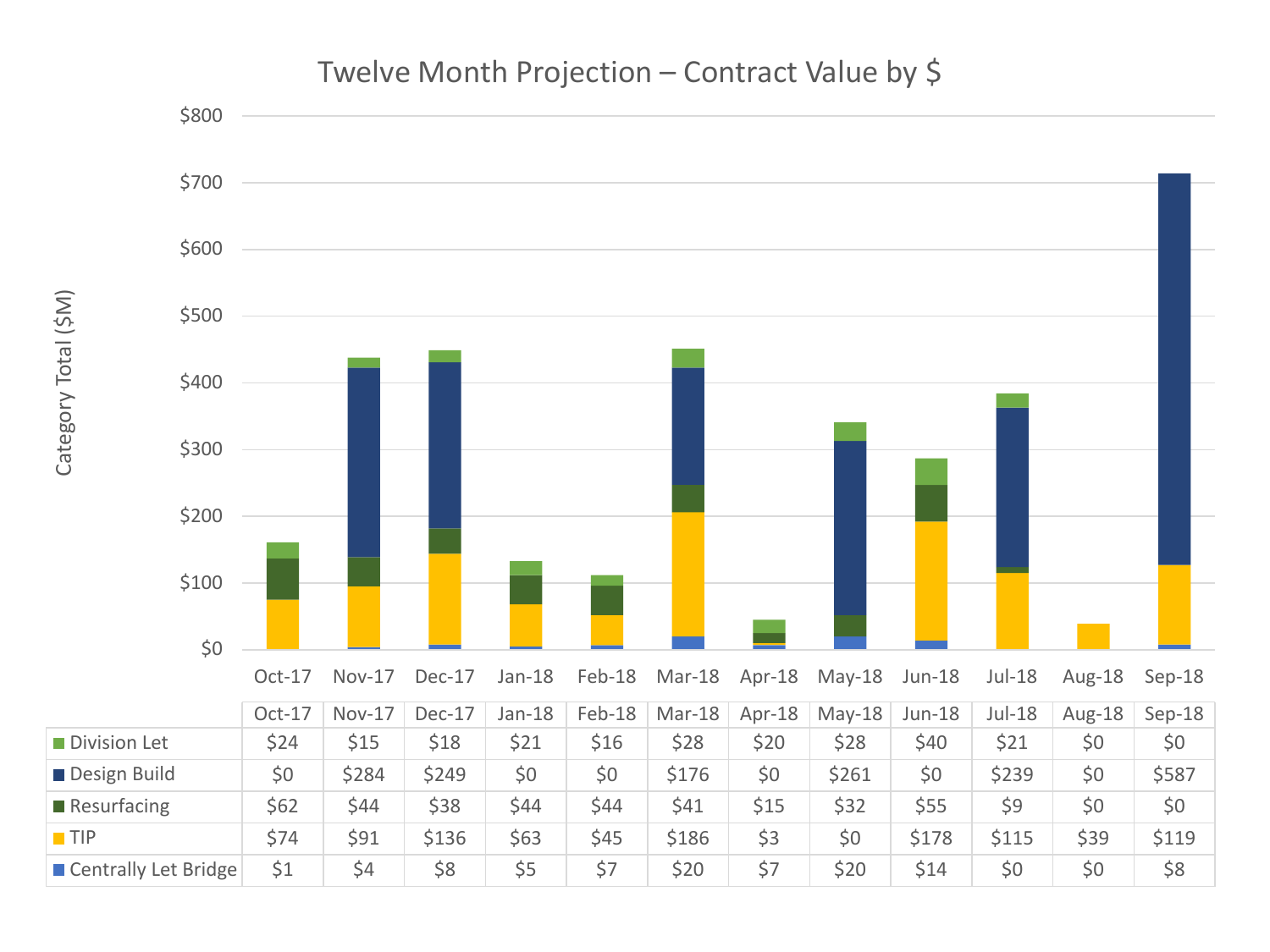# Twelve Month Projection – Contract Value by $

Category Total ($M)

| | Oct-17 | Nov-17 | Dec-17 | Jan-18 | Feb-18 | Mar-18 | Apr-18 | May-18 | Jun-18 | Jul-18 | Aug-18 | Sep-18 |
|---|---|---|---|---|---|---|---|---|---|---|---|---|
| Division Let | $24 | $15 | $18 | $21 | $16 | $28 | $20 | $28 | $40 | $21 | $0 | $0 |
| Design Build | $0 | $284 | $249 | $0 | $0 | $176 | $0 | $261 | $0 | $239 | $0 | $587 |
| Resurfacing | $62 | $44 | $38 | $44 | $44 | $41 | $15 | $32 | $55 | $9 | $0 | $0 |
| TIP | $74 | $91 | $136 | $63 | $45 | $186 | $3 | $0 | $178 | $115 | $39 | $119 |
| Centrally Let Bridge | $1 | $4 | $8 | $5 | $7 | $20 | $7 | $20 | $14 | $0 | $0 | $8 |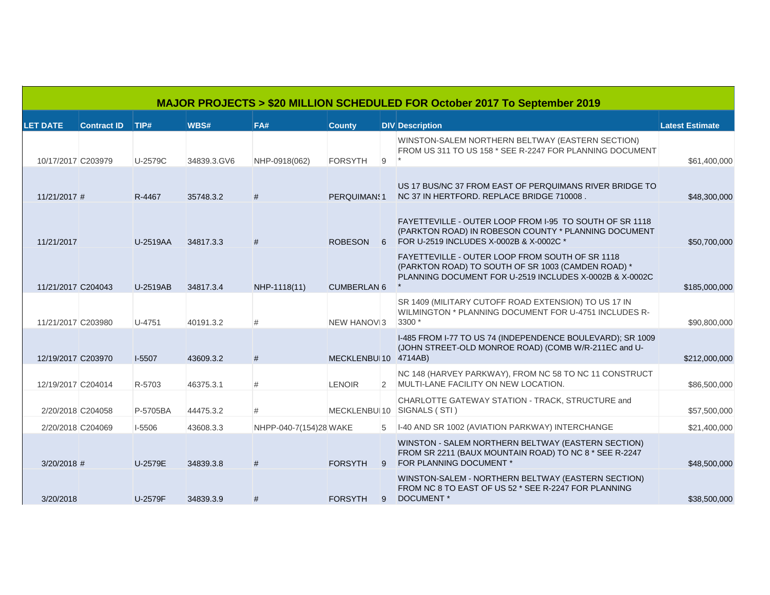## MAJOR PROJECTS > $20 MILLION SCHEDULED FOR October 2017 To September 2019

| LET DATE | Contract ID | TIP# | WBS# | FA# | County | DIV | Description | Latest Estimate |
|---|---|---|---|---|---|---|---|---|
| 10/17/2017 | C203979 | U-2579C | 34839.3.GV6 | NHP-0918(062) | FORSYTH | 9 | WINSTON-SALEM NORTHERN BELTWAY (EASTERN SECTION) FROM US 311 TO US 158 * SEE R-2247 FOR PLANNING DOCUMENT * | $61,400,000 |
| 11/21/2017 | # | R-4467 | 35748.3.2 | # | PERQUIMANS | 1 | US 17 BUS/NC 37 FROM EAST OF PERQUIMANS RIVER BRIDGE TO NC 37 IN HERTFORD. REPLACE BRIDGE 710008 . | $48,300,000 |
| 11/21/2017 | | U-2519AA | 34817.3.3 | # | ROBESON | 6 | FAYETTEVILLE - OUTER LOOP FROM I-95 TO SOUTH OF SR 1118 (PARKTON ROAD) IN ROBESON COUNTY * PLANNING DOCUMENT FOR U-2519 INCLUDES X-0002B & X-0002C * | $50,700,000 |
| 11/21/2017 | C204043 | U-2519AB | 34817.3.4 | NHP-1118(11) | CUMBERLAN | 6 | FAYETTEVILLE - OUTER LOOP FROM SOUTH OF SR 1118 (PARKTON ROAD) TO SOUTH OF SR 1003 (CAMDEN ROAD) * PLANNING DOCUMENT FOR U-2519 INCLUDES X-0002B & X-0002C * | $185,000,000 |
| 11/21/2017 | C203980 | U-4751 | 40191.3.2 | # | NEW HANOV | 3 | SR 1409 (MILITARY CUTOFF ROAD EXTENSION) TO US 17 IN WILMINGTON * PLANNING DOCUMENT FOR U-4751 INCLUDES R-3300 * | $90,800,000 |
| 12/19/2017 | C203970 | I-5507 | 43609.3.2 | # | MECKLENBU | 10 | I-485 FROM I-77 TO US 74 (INDEPENDENCE BOULEVARD); SR 1009 (JOHN STREET-OLD MONROE ROAD) (COMB W/R-211EC and U-4714AB) | $212,000,000 |
| 12/19/2017 | C204014 | R-5703 | 46375.3.1 | # | LENOIR | 2 | NC 148 (HARVEY PARKWAY), FROM NC 58 TO NC 11 CONSTRUCT MULTI-LANE FACILITY ON NEW LOCATION. | $86,500,000 |
| 2/20/2018 | C204058 | P-5705BA | 44475.3.2 | # | MECKLENBU | 10 | CHARLOTTE GATEWAY STATION - TRACK, STRUCTURE and SIGNALS ( STI ) | $57,500,000 |
| 2/20/2018 | C204069 | I-5506 | 43608.3.3 | NHPP-040-7(154)28 | WAKE | 5 | I-40 AND SR 1002 (AVIATION PARKWAY) INTERCHANGE | $21,400,000 |
| 3/20/2018 | # | U-2579E | 34839.3.8 | # | FORSYTH | 9 | WINSTON - SALEM NORTHERN BELTWAY (EASTERN SECTION) FROM SR 2211 (BAUX MOUNTAIN ROAD) TO NC 8 * SEE R-2247 FOR PLANNING DOCUMENT * | $48,500,000 |
| 3/20/2018 | | U-2579F | 34839.3.9 | # | FORSYTH | 9 | WINSTON-SALEM - NORTHERN BELTWAY (EASTERN SECTION) FROM NC 8 TO EAST OF US 52 * SEE R-2247 FOR PLANNING DOCUMENT * | $38,500,000 |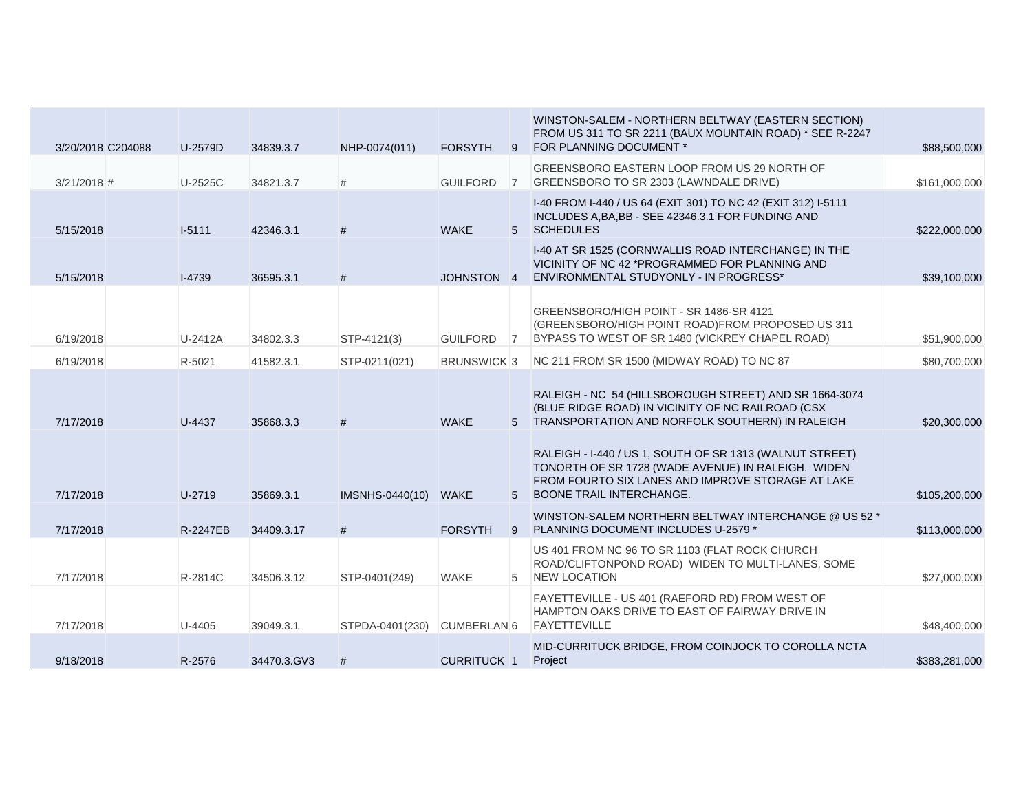| | | | | | | | | |
|---|---|---|---|---|---|---|---|---|
| 3/20/2018 | C204088 | U-2579D | 34839.3.7 | NHP-0074(011) | FORSYTH | 9 | WINSTON-SALEM - NORTHERN BELTWAY (EASTERN SECTION) FROM US 311 TO SR 2211 (BAUX MOUNTAIN ROAD) * SEE R-2247 FOR PLANNING DOCUMENT * | $88,500,000 |
| 3/21/2018 | # | U-2525C | 34821.3.7 | # | GUILFORD | 7 | GREENSBORO EASTERN LOOP FROM US 29 NORTH OF GREENSBORO TO SR 2303 (LAWNDALE DRIVE) | $161,000,000 |
| 5/15/2018 | | I-5111 | 42346.3.1 | # | WAKE | 5 | I-40 FROM I-440 / US 64 (EXIT 301) TO NC 42 (EXIT 312) I-5111 INCLUDES A,BA,BB - SEE 42346.3.1 FOR FUNDING AND SCHEDULES | $222,000,000 |
| 5/15/2018 | | I-4739 | 36595.3.1 | # | JOHNSTON | 4 | I-40 AT SR 1525 (CORNWALLIS ROAD INTERCHANGE) IN THE VICINITY OF NC 42 *PROGRAMMED FOR PLANNING AND ENVIRONMENTAL STUDYONLY - IN PROGRESS* | $39,100,000 |
| 6/19/2018 | | U-2412A | 34802.3.3 | STP-4121(3) | GUILFORD | 7 | GREENSBORO/HIGH POINT - SR 1486-SR 4121 (GREENSBORO/HIGH POINT ROAD)FROM PROPOSED US 311 BYPASS TO WEST OF SR 1480 (VICKREY CHAPEL ROAD) | $51,900,000 |
| 6/19/2018 | | R-5021 | 41582.3.1 | STP-0211(021) | BRUNSWICK | 3 | NC 211 FROM SR 1500 (MIDWAY ROAD) TO NC 87 | $80,700,000 |
| 7/17/2018 | | U-4437 | 35868.3.3 | # | WAKE | 5 | RALEIGH - NC 54 (HILLSBOROUGH STREET) AND SR 1664-3074 (BLUE RIDGE ROAD) IN VICINITY OF NC RAILROAD (CSX TRANSPORTATION AND NORFOLK SOUTHERN) IN RALEIGH | $20,300,000 |
| 7/17/2018 | | U-2719 | 35869.3.1 | IMSNHS-0440(10) | WAKE | 5 | RALEIGH - I-440 / US 1, SOUTH OF SR 1313 (WALNUT STREET) TONORTH OF SR 1728 (WADE AVENUE) IN RALEIGH. WIDEN FROM FOURTO SIX LANES AND IMPROVE STORAGE AT LAKE BOONE TRAIL INTERCHANGE. | $105,200,000 |
| 7/17/2018 | | R-2247EB | 34409.3.17 | # | FORSYTH | 9 | WINSTON-SALEM NORTHERN BELTWAY INTERCHANGE @ US 52 * PLANNING DOCUMENT INCLUDES U-2579 * | $113,000,000 |
| 7/17/2018 | | R-2814C | 34506.3.12 | STP-0401(249) | WAKE | 5 | US 401 FROM NC 96 TO SR 1103 (FLAT ROCK CHURCH ROAD/CLIFTONPOND ROAD) WIDEN TO MULTI-LANES, SOME NEW LOCATION | $27,000,000 |
| 7/17/2018 | | U-4405 | 39049.3.1 | STPDA-0401(230) | CUMBERLAN | 6 | FAYETTEVILLE - US 401 (RAEFORD RD) FROM WEST OF HAMPTON OAKS DRIVE TO EAST OF FAIRWAY DRIVE IN FAYETTEVILLE | $48,400,000 |
| 9/18/2018 | | R-2576 | 34470.3.GV3 | # | CURRITUCK | 1 | MID-CURRITUCK BRIDGE, FROM COINJOCK TO COROLLA NCTA Project | $383,281,000 |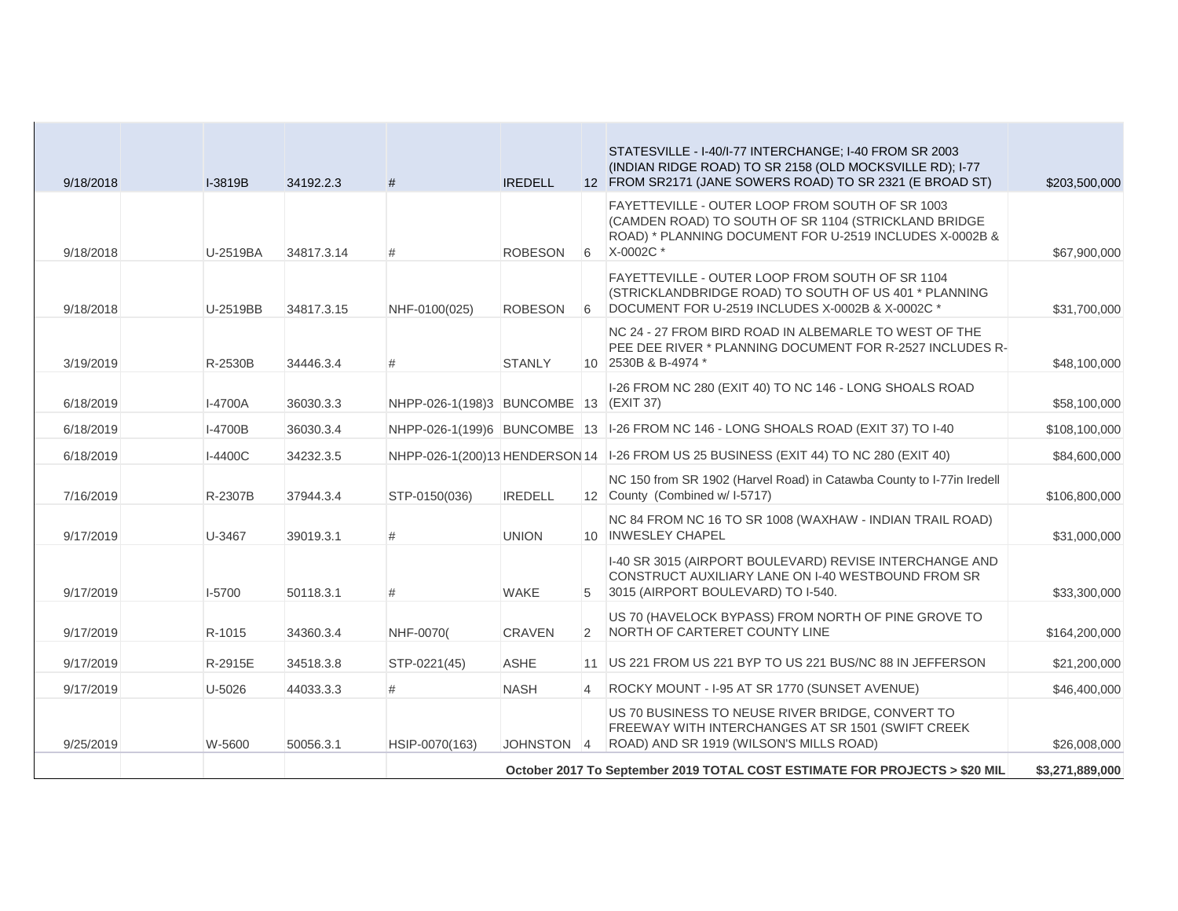| | | | | | | | | |
|---|---|---|---|---|---|---|---|---|
| 9/18/2018 | | I-3819B | 34192.2.3 | # | IREDELL | 12 | STATESVILLE - I-40/I-77 INTERCHANGE; I-40 FROM SR 2003 (INDIAN RIDGE ROAD) TO SR 2158 (OLD MOCKSVILLE RD); I-77 FROM SR2171 (JANE SOWERS ROAD) TO SR 2321 (E BROAD ST) | $203,500,000 |
| 9/18/2018 | | U-2519BA | 34817.3.14 | # | ROBESON | 6 | FAYETTEVILLE - OUTER LOOP FROM SOUTH OF SR 1003 (CAMDEN ROAD) TO SOUTH OF SR 1104 (STRICKLAND BRIDGE ROAD) * PLANNING DOCUMENT FOR U-2519 INCLUDES X-0002B & X-0002C * | $67,900,000 |
| 9/18/2018 | | U-2519BB | 34817.3.15 | NHF-0100(025) | ROBESON | 6 | FAYETTEVILLE - OUTER LOOP FROM SOUTH OF SR 1104 (STRICKLANDBRIDGE ROAD) TO SOUTH OF US 401 * PLANNING DOCUMENT FOR U-2519 INCLUDES X-0002B & X-0002C * | $31,700,000 |
| 3/19/2019 | | R-2530B | 34446.3.4 | # | STANLY | 10 | NC 24 - 27 FROM BIRD ROAD IN ALBEMARLE TO WEST OF THE PEE DEE RIVER * PLANNING DOCUMENT FOR R-2527 INCLUDES R-2530B & B-4974 * | $48,100,000 |
| 6/18/2019 | | I-4700A | 36030.3.3 | NHPP-026-1(198)3 | BUNCOMBE | 13 | I-26 FROM NC 280 (EXIT 40) TO NC 146 - LONG SHOALS ROAD (EXIT 37) | $58,100,000 |
| 6/18/2019 | | I-4700B | 36030.3.4 | NHPP-026-1(199)6 | BUNCOMBE | 13 | I-26 FROM NC 146 - LONG SHOALS ROAD (EXIT 37) TO I-40 | $108,100,000 |
| 6/18/2019 | | I-4400C | 34232.3.5 | NHPP-026-1(200)13 | HENDERSON | 14 | I-26 FROM US 25 BUSINESS (EXIT 44) TO NC 280 (EXIT 40) | $84,600,000 |
| 7/16/2019 | | R-2307B | 37944.3.4 | STP-0150(036) | IREDELL | 12 | NC 150 from SR 1902 (Harvel Road) in Catawba County to I-77in Iredell County (Combined w/ I-5717) | $106,800,000 |
| 9/17/2019 | | U-3467 | 39019.3.1 | # | UNION | 10 | NC 84 FROM NC 16 TO SR 1008 (WAXHAW - INDIAN TRAIL ROAD) INWESLEY CHAPEL | $31,000,000 |
| 9/17/2019 | | I-5700 | 50118.3.1 | # | WAKE | 5 | I-40 SR 3015 (AIRPORT BOULEVARD) REVISE INTERCHANGE AND CONSTRUCT AUXILIARY LANE ON I-40 WESTBOUND FROM SR 3015 (AIRPORT BOULEVARD) TO I-540. | $33,300,000 |
| 9/17/2019 | | R-1015 | 34360.3.4 | NHF-0070( | CRAVEN | 2 | US 70 (HAVELOCK BYPASS) FROM NORTH OF PINE GROVE TO NORTH OF CARTERET COUNTY LINE | $164,200,000 |
| 9/17/2019 | | R-2915E | 34518.3.8 | STP-0221(45) | ASHE | 11 | US 221 FROM US 221 BYP TO US 221 BUS/NC 88 IN JEFFERSON | $21,200,000 |
| 9/17/2019 | | U-5026 | 44033.3.3 | # | NASH | 4 | ROCKY MOUNT - I-95 AT SR 1770 (SUNSET AVENUE) | $46,400,000 |
| 9/25/2019 | | W-5600 | 50056.3.1 | HSIP-0070(163) | JOHNSTON | 4 | US 70 BUSINESS TO NEUSE RIVER BRIDGE, CONVERT TO FREEWAY WITH INTERCHANGES AT SR 1501 (SWIFT CREEK ROAD) AND SR 1919 (WILSON'S MILLS ROAD) | $26,008,000 |
| | | | | | | | **October 2017 To September 2019 TOTAL COST ESTIMATE FOR PROJECTS > $20 MIL** | **$3,271,889,000** |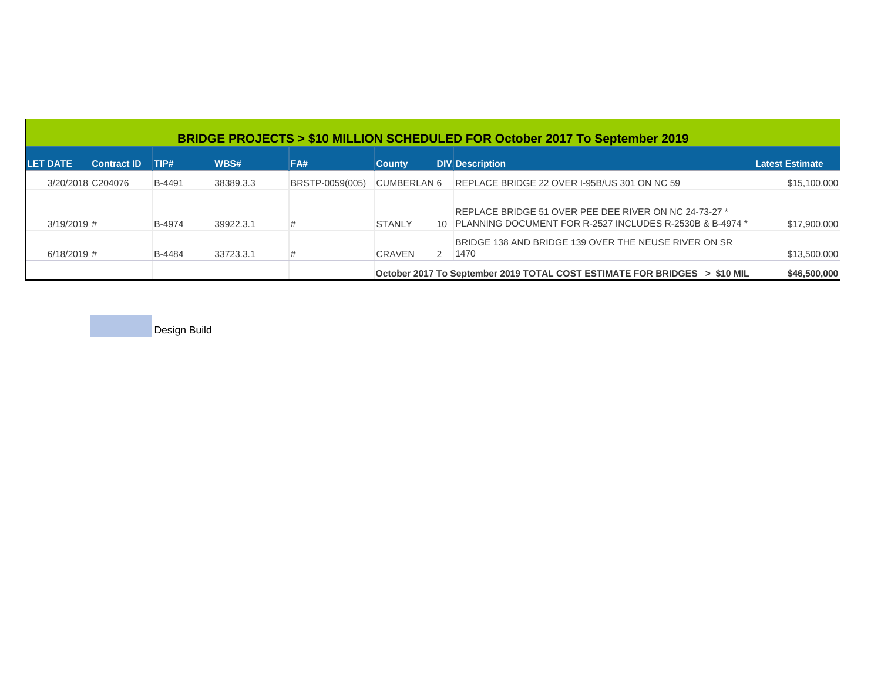## BRIDGE PROJECTS > $10 MILLION SCHEDULED FOR October 2017 To September 2019

| LET DATE | Contract ID | TIP# | WBS# | FA# | County | DIV | Description | Latest Estimate |
|---|---|---|---|---|---|---|---|---|
| 3/20/2018 | C204076 | B-4491 | 38389.3.3 | BRSTP-0059(005) | CUMBERLAN | 6 | REPLACE BRIDGE 22 OVER I-95B/US 301 ON NC 59 | $15,100,000 |
| 3/19/2019 | # | B-4974 | 39922.3.1 | # | STANLY | 10 | REPLACE BRIDGE 51 OVER PEE DEE RIVER ON NC 24-73-27 * PLANNING DOCUMENT FOR R-2527 INCLUDES R-2530B & B-4974 * | $17,900,000 |
| 6/18/2019 | # | B-4484 | 33723.3.1 | # | CRAVEN | 2 | BRIDGE 138 AND BRIDGE 139 OVER THE NEUSE RIVER ON SR 1470 | $13,500,000 |
| | | | | | **October 2017 To September 2019 TOTAL COST ESTIMATE FOR BRIDGES > $10 MIL** | | | **$46,500,000** |

Design Build